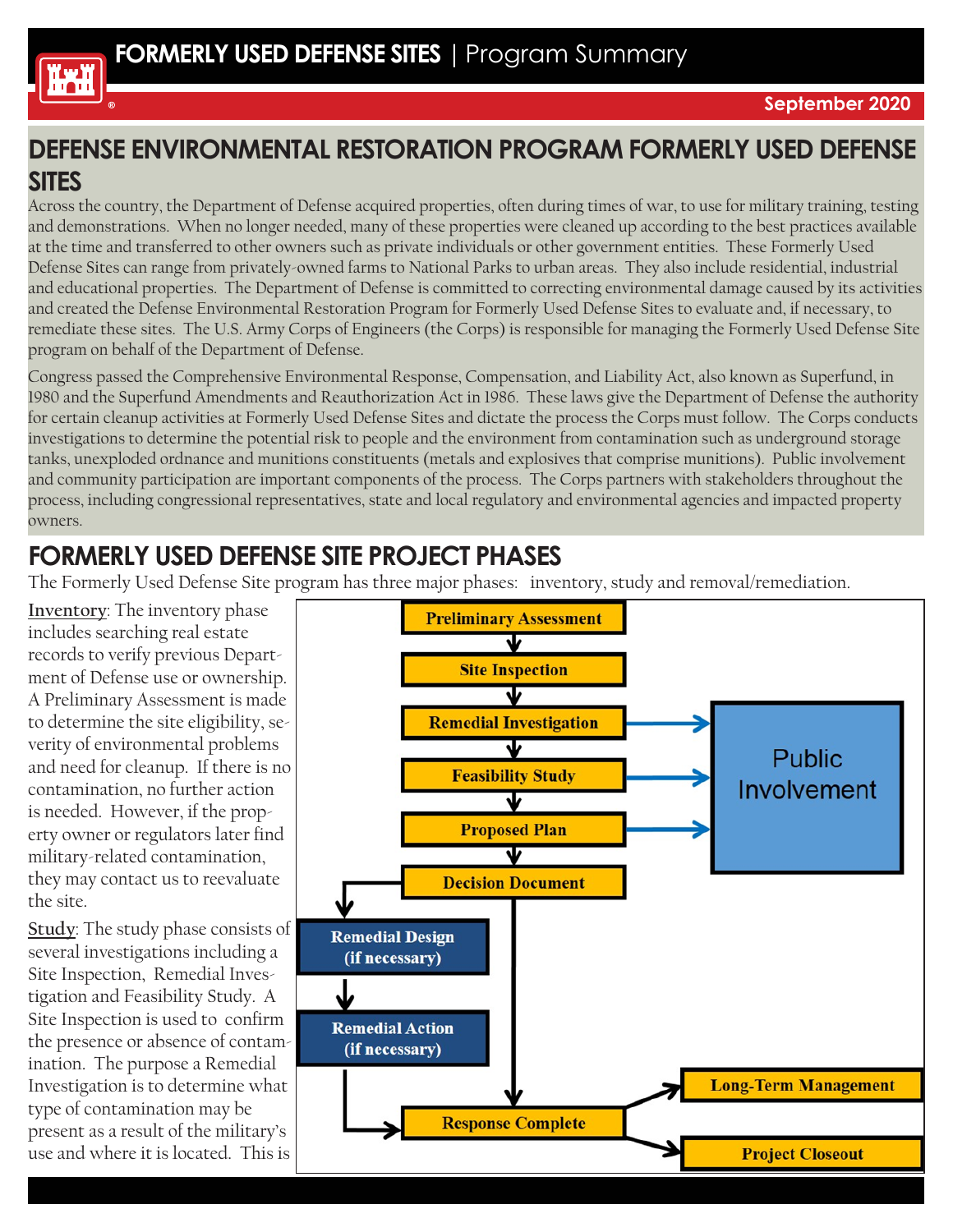# FORMERLY USED DEFENSE SITES | Program Summary

September 2020

## DEFENSE ENVIRONMENTAL RESTORATION PROGRAM FORMERLY USED DEFENSE SITES

Across the country, the Department of Defense acquired properties, often during times of war, to use for military training, testing and demonstrations. When no longer needed, many of these properties were cleaned up according to the best practices available at the time and transferred to other owners such as private individuals or other government entities. These Formerly Used Defense Sites can range from privately-owned farms to National Parks to urban areas. They also include residential, industrial and educational properties. The Department of Defense is committed to correcting environmental damage caused by its activities and created the Defense Environmental Restoration Program for Formerly Used Defense Sites to evaluate and, if necessary, to remediate these sites. The U.S. Army Corps of Engineers (the Corps) is responsible for managing the Formerly Used Defense Site program on behalf of the Department of Defense.

Congress passed the Comprehensive Environmental Response, Compensation, and Liability Act, also known as Superfund, in 1980 and the Superfund Amendments and Reauthorization Act in 1986. These laws give the Department of Defense the authority for certain cleanup activities at Formerly Used Defense Sites and dictate the process the Corps must follow. The Corps conducts investigations to determine the potential risk to people and the environment from contamination such as underground storage tanks, unexploded ordnance and munitions constituents (metals and explosives that comprise munitions). Public involvement and community participation are important components of the process. The Corps partners with stakeholders throughout the process, including congressional representatives, state and local regulatory and environmental agencies and impacted property owners.

## FORMERLY USED DEFENSE SITE PROJECT PHASES

The Formerly Used Defense Site program has three major phases: inventory, study and removal/remediation.

Preliminary Assessment → Site Inspection → Remedial Investigation → Feasibility Study → Proposed Plan → Decision Document

Remedial Investigation, Feasibility Study, Proposed Plan → Public Involvement

Decision Document → Remedial Design (if necessary) → Remedial Action (if necessary) → Response Complete

Decision Document → Response Complete

Response Complete → Long-Term Management

Response Complete → Project Closeout

Inventory: The inventory phase includes searching real estate records to verify previous Department of Defense use or ownership. A Preliminary Assessment is made to determine the site eligibility, severity of environmental problems and need for cleanup. If there is no contamination, no further action is needed. However, if the property owner or regulators later find military-related contamination, they may contact us to reevaluate the site.

Study: The study phase consists of several investigations including a Site Inspection, Remedial Investigation and Feasibility Study. A Site Inspection is used to confirm the presence or absence of contamination. The purpose a Remedial Investigation is to determine what type of contamination may be present as a result of the military's use and where it is located. This is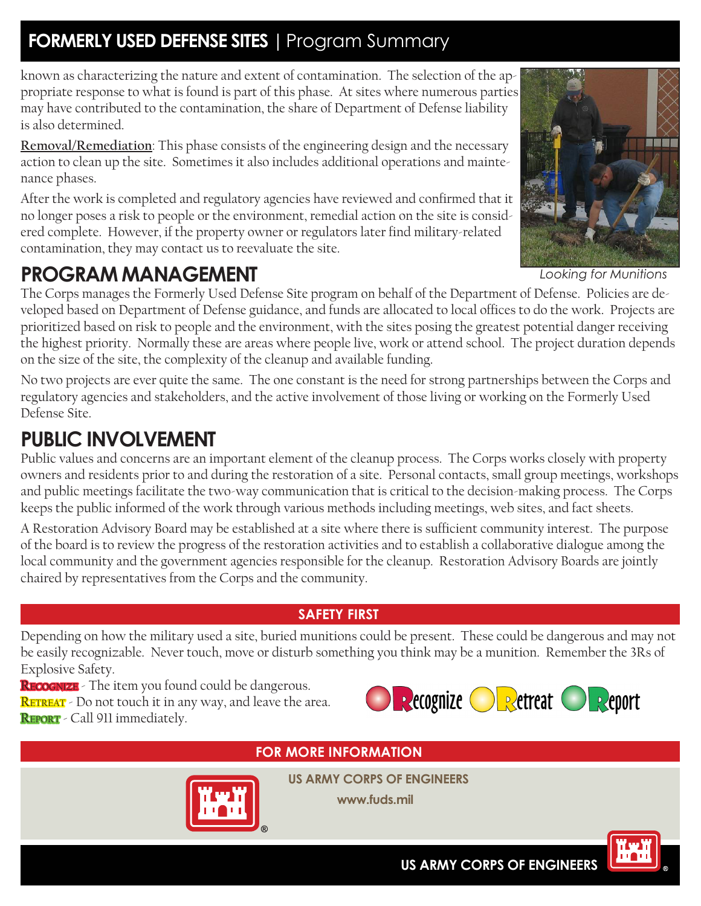known as characterizing the nature and extent of contamination. The selection of the appropriate response to what is found is part of this phase. At sites where numerous parties may have contributed to the contamination, the share of Department of Defense liability is also determined.

**Removal/Remediation**: This phase consists of the engineering design and the necessary action to clean up the site. Sometimes it also includes additional operations and maintenance phases.

After the work is completed and regulatory agencies have reviewed and confirmed that it no longer poses a risk to people or the environment, remedial action on the site is considered complete. However, if the property owner or regulators later find military-related contamination, they may contact us to reevaluate the site.

*Looking for Munitions*

## PROGRAM MANAGEMENT

The Corps manages the Formerly Used Defense Site program on behalf of the Department of Defense. Policies are developed based on Department of Defense guidance, and funds are allocated to local offices to do the work. Projects are prioritized based on risk to people and the environment, with the sites posing the greatest potential danger receiving the highest priority. Normally these are areas where people live, work or attend school. The project duration depends on the size of the site, the complexity of the cleanup and available funding.

No two projects are ever quite the same. The one constant is the need for strong partnerships between the Corps and regulatory agencies and stakeholders, and the active involvement of those living or working on the Formerly Used Defense Site.

## PUBLIC INVOLVEMENT

Public values and concerns are an important element of the cleanup process. The Corps works closely with property owners and residents prior to and during the restoration of a site. Personal contacts, small group meetings, workshops and public meetings facilitate the two-way communication that is critical to the decision-making process. The Corps keeps the public informed of the work through various methods including meetings, web sites, and fact sheets.

A Restoration Advisory Board may be established at a site where there is sufficient community interest. The purpose of the board is to review the progress of the restoration activities and to establish a collaborative dialogue among the local community and the government agencies responsible for the cleanup. Restoration Advisory Boards are jointly chaired by representatives from the Corps and the community.

### SAFETY FIRST

Depending on how the military used a site, buried munitions could be present. These could be dangerous and may not be easily recognizable. Never touch, move or disturb something you think may be a munition. Remember the 3Rs of Explosive Safety.

**RECOGNIZE** - The item you found could be dangerous.
**RETREAT** - Do not touch it in any way, and leave the area.
**REPORT** - Call 911 immediately.

Recognize Retreat Report

### FOR MORE INFORMATION

**US ARMY CORPS OF ENGINEERS**

**www.fuds.mil**